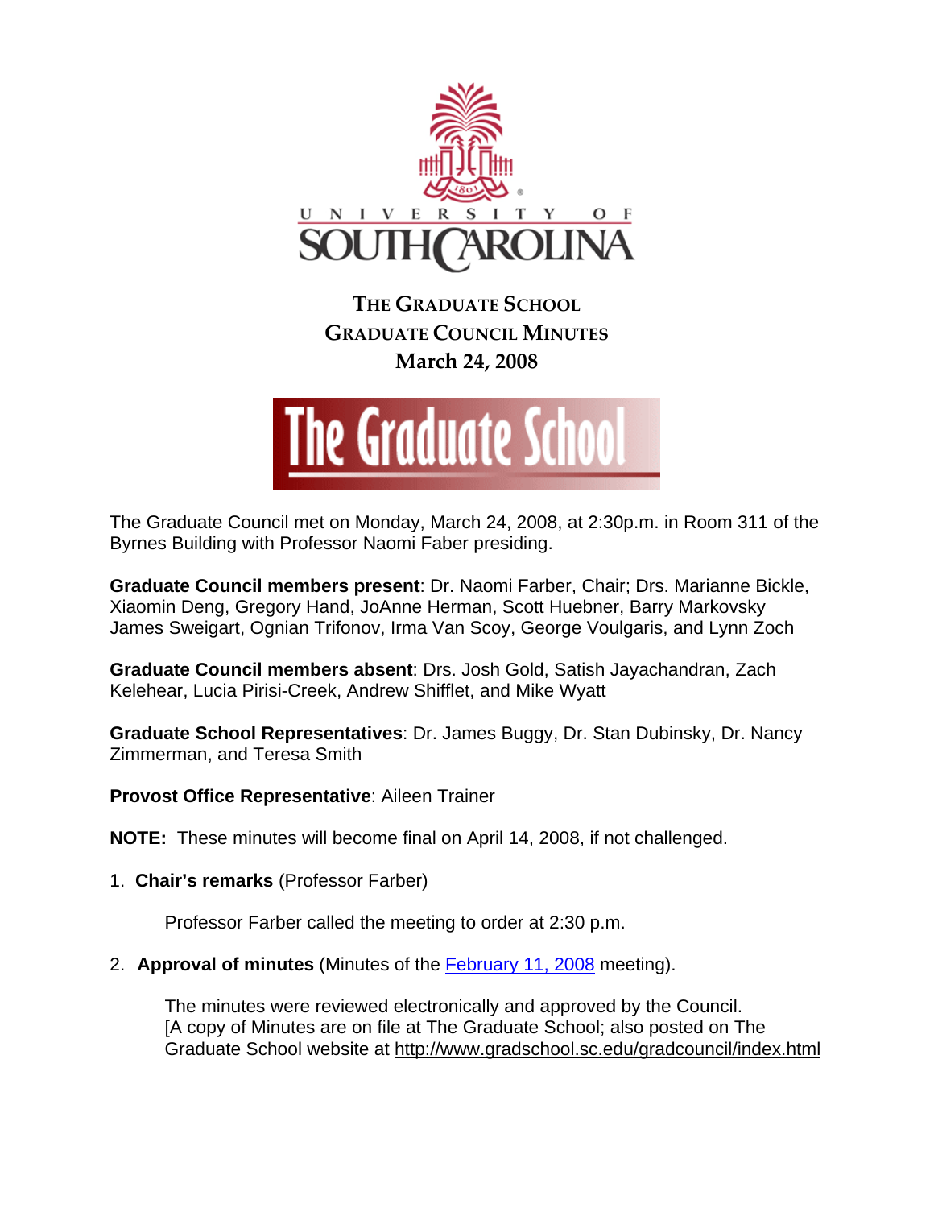UNIVERSITY OF SOUTH CAROLINA

# THE GRADUATE SCHOOL
## GRADUATE COUNCIL MINUTES
### March 24, 2008

The Graduate School

The Graduate Council met on Monday, March 24, 2008, at 2:30p.m. in Room 311 of the Byrnes Building with Professor Naomi Faber presiding.

**Graduate Council members present**: Dr. Naomi Farber, Chair; Drs. Marianne Bickle, Xiaomin Deng, Gregory Hand, JoAnne Herman, Scott Huebner, Barry Markovsky James Sweigart, Ognian Trifonov, Irma Van Scoy, George Voulgaris, and Lynn Zoch

**Graduate Council members absent**: Drs. Josh Gold, Satish Jayachandran, Zach Kelehear, Lucia Pirisi-Creek, Andrew Shifflet, and Mike Wyatt

**Graduate School Representatives**: Dr. James Buggy, Dr. Stan Dubinsky, Dr. Nancy Zimmerman, and Teresa Smith

**Provost Office Representative**: Aileen Trainer

**NOTE:** These minutes will become final on April 14, 2008, if not challenged.

1. **Chair's remarks** (Professor Farber)

   Professor Farber called the meeting to order at 2:30 p.m.

2. **Approval of minutes** (Minutes of the February 11, 2008 meeting).

   The minutes were reviewed electronically and approved by the Council. [A copy of Minutes are on file at The Graduate School; also posted on The Graduate School website at http://www.gradschool.sc.edu/gradcouncil/index.html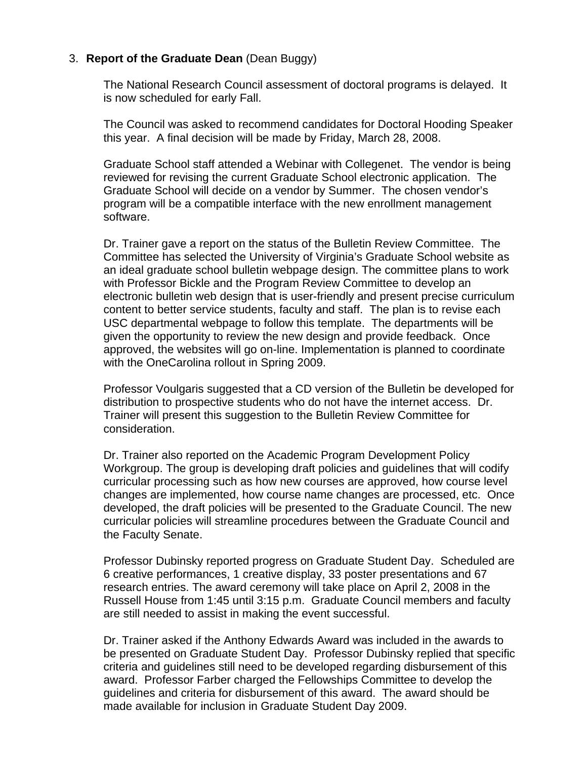3. **Report of the Graduate Dean** (Dean Buggy)

The National Research Council assessment of doctoral programs is delayed. It is now scheduled for early Fall.

The Council was asked to recommend candidates for Doctoral Hooding Speaker this year. A final decision will be made by Friday, March 28, 2008.

Graduate School staff attended a Webinar with Collegenet. The vendor is being reviewed for revising the current Graduate School electronic application. The Graduate School will decide on a vendor by Summer. The chosen vendor's program will be a compatible interface with the new enrollment management software.

Dr. Trainer gave a report on the status of the Bulletin Review Committee. The Committee has selected the University of Virginia's Graduate School website as an ideal graduate school bulletin webpage design. The committee plans to work with Professor Bickle and the Program Review Committee to develop an electronic bulletin web design that is user-friendly and present precise curriculum content to better service students, faculty and staff. The plan is to revise each USC departmental webpage to follow this template. The departments will be given the opportunity to review the new design and provide feedback. Once approved, the websites will go on-line. Implementation is planned to coordinate with the OneCarolina rollout in Spring 2009.

Professor Voulgaris suggested that a CD version of the Bulletin be developed for distribution to prospective students who do not have the internet access. Dr. Trainer will present this suggestion to the Bulletin Review Committee for consideration.

Dr. Trainer also reported on the Academic Program Development Policy Workgroup. The group is developing draft policies and guidelines that will codify curricular processing such as how new courses are approved, how course level changes are implemented, how course name changes are processed, etc. Once developed, the draft policies will be presented to the Graduate Council. The new curricular policies will streamline procedures between the Graduate Council and the Faculty Senate.

Professor Dubinsky reported progress on Graduate Student Day. Scheduled are 6 creative performances, 1 creative display, 33 poster presentations and 67 research entries. The award ceremony will take place on April 2, 2008 in the Russell House from 1:45 until 3:15 p.m. Graduate Council members and faculty are still needed to assist in making the event successful.

Dr. Trainer asked if the Anthony Edwards Award was included in the awards to be presented on Graduate Student Day. Professor Dubinsky replied that specific criteria and guidelines still need to be developed regarding disbursement of this award. Professor Farber charged the Fellowships Committee to develop the guidelines and criteria for disbursement of this award. The award should be made available for inclusion in Graduate Student Day 2009.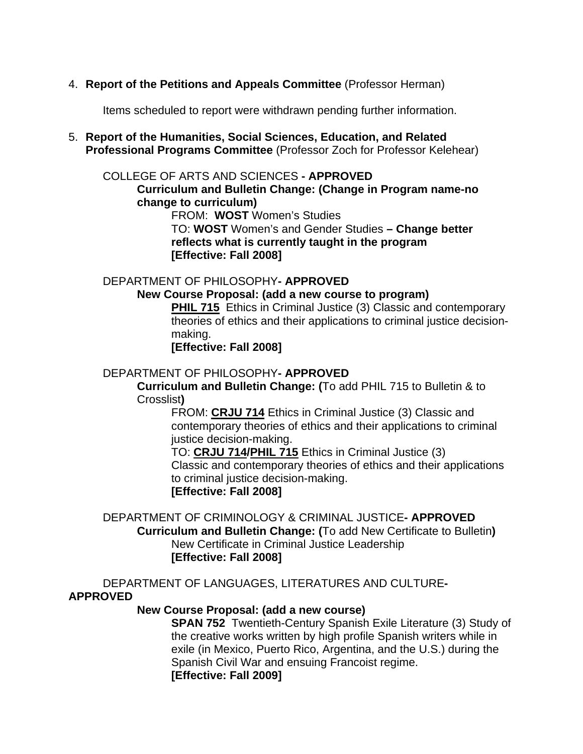4. **Report of the Petitions and Appeals Committee** (Professor Herman)

   Items scheduled to report were withdrawn pending further information.

5. **Report of the Humanities, Social Sciences, Education, and Related Professional Programs Committee** (Professor Zoch for Professor Kelehear)

   COLLEGE OF ARTS AND SCIENCES **- APPROVED**

   **Curriculum and Bulletin Change: (Change in Program name-no change to curriculum)**

   FROM: **WOST** Women's Studies

   TO: **WOST** Women's and Gender Studies **– Change better reflects what is currently taught in the program**

   **[Effective: Fall 2008]**

   DEPARTMENT OF PHILOSOPHY**- APPROVED**

   **New Course Proposal: (add a new course to program)**

   **PHIL 715** Ethics in Criminal Justice (3) Classic and contemporary theories of ethics and their applications to criminal justice decision-making.

   **[Effective: Fall 2008]**

   DEPARTMENT OF PHILOSOPHY**- APPROVED**

   **Curriculum and Bulletin Change: (**To add PHIL 715 to Bulletin & to Crosslist**)**

   FROM: **CRJU 714** Ethics in Criminal Justice (3) Classic and contemporary theories of ethics and their applications to criminal justice decision-making.

   TO: **CRJU 714/PHIL 715** Ethics in Criminal Justice (3) Classic and contemporary theories of ethics and their applications to criminal justice decision-making.

   **[Effective: Fall 2008]**

   DEPARTMENT OF CRIMINOLOGY & CRIMINAL JUSTICE**- APPROVED**

   **Curriculum and Bulletin Change: (**To add New Certificate to Bulletin**)**

   New Certificate in Criminal Justice Leadership

   **[Effective: Fall 2008]**

   DEPARTMENT OF LANGUAGES, LITERATURES AND CULTURE**- APPROVED**

   **New Course Proposal: (add a new course)**

   **SPAN 752** Twentieth-Century Spanish Exile Literature (3) Study of the creative works written by high profile Spanish writers while in exile (in Mexico, Puerto Rico, Argentina, and the U.S.) during the Spanish Civil War and ensuing Francoist regime.

   **[Effective: Fall 2009]**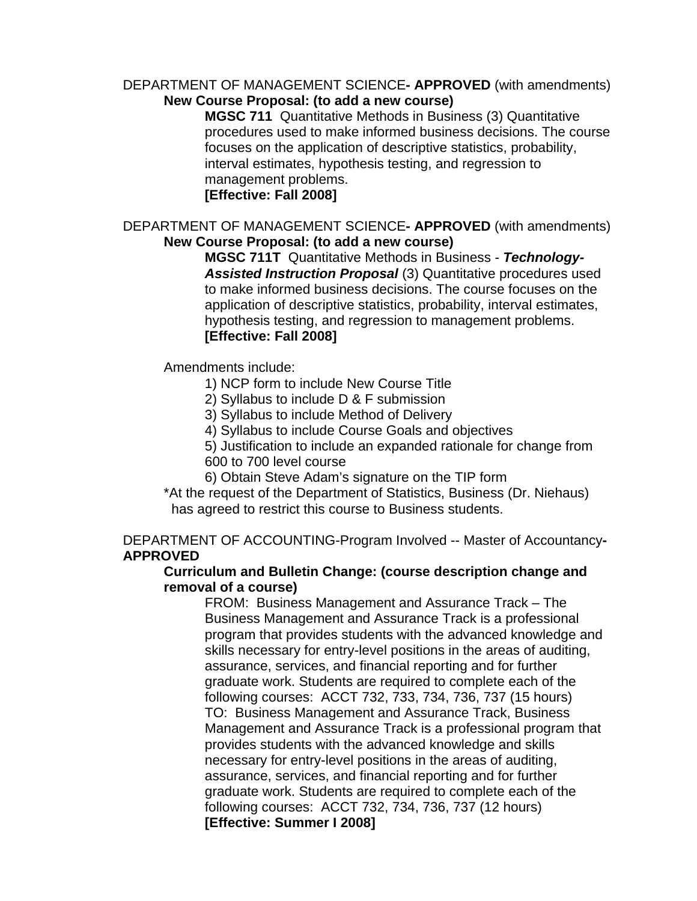DEPARTMENT OF MANAGEMENT SCIENCE**- APPROVED** (with amendments)

**New Course Proposal: (to add a new course)**

**MGSC 711** Quantitative Methods in Business (3) Quantitative procedures used to make informed business decisions. The course focuses on the application of descriptive statistics, probability, interval estimates, hypothesis testing, and regression to management problems.
**[Effective: Fall 2008]**

DEPARTMENT OF MANAGEMENT SCIENCE**- APPROVED** (with amendments)

**New Course Proposal: (to add a new course)**

**MGSC 711T** Quantitative Methods in Business - ***Technology-Assisted Instruction Proposal*** (3) Quantitative procedures used to make informed business decisions. The course focuses on the application of descriptive statistics, probability, interval estimates, hypothesis testing, and regression to management problems.
**[Effective: Fall 2008]**

Amendments include:

1) NCP form to include New Course Title
2) Syllabus to include D & F submission
3) Syllabus to include Method of Delivery
4) Syllabus to include Course Goals and objectives
5) Justification to include an expanded rationale for change from 600 to 700 level course
6) Obtain Steve Adam's signature on the TIP form

*At the request of the Department of Statistics, Business (Dr. Niehaus) has agreed to restrict this course to Business students.

DEPARTMENT OF ACCOUNTING-Program Involved -- Master of Accountancy**-APPROVED**

**Curriculum and Bulletin Change: (course description change and removal of a course)**

FROM: Business Management and Assurance Track – The Business Management and Assurance Track is a professional program that provides students with the advanced knowledge and skills necessary for entry-level positions in the areas of auditing, assurance, services, and financial reporting and for further graduate work. Students are required to complete each of the following courses: ACCT 732, 733, 734, 736, 737 (15 hours)
TO: Business Management and Assurance Track, Business Management and Assurance Track is a professional program that provides students with the advanced knowledge and skills necessary for entry-level positions in the areas of auditing, assurance, services, and financial reporting and for further graduate work. Students are required to complete each of the following courses: ACCT 732, 734, 736, 737 (12 hours)
**[Effective: Summer I 2008]**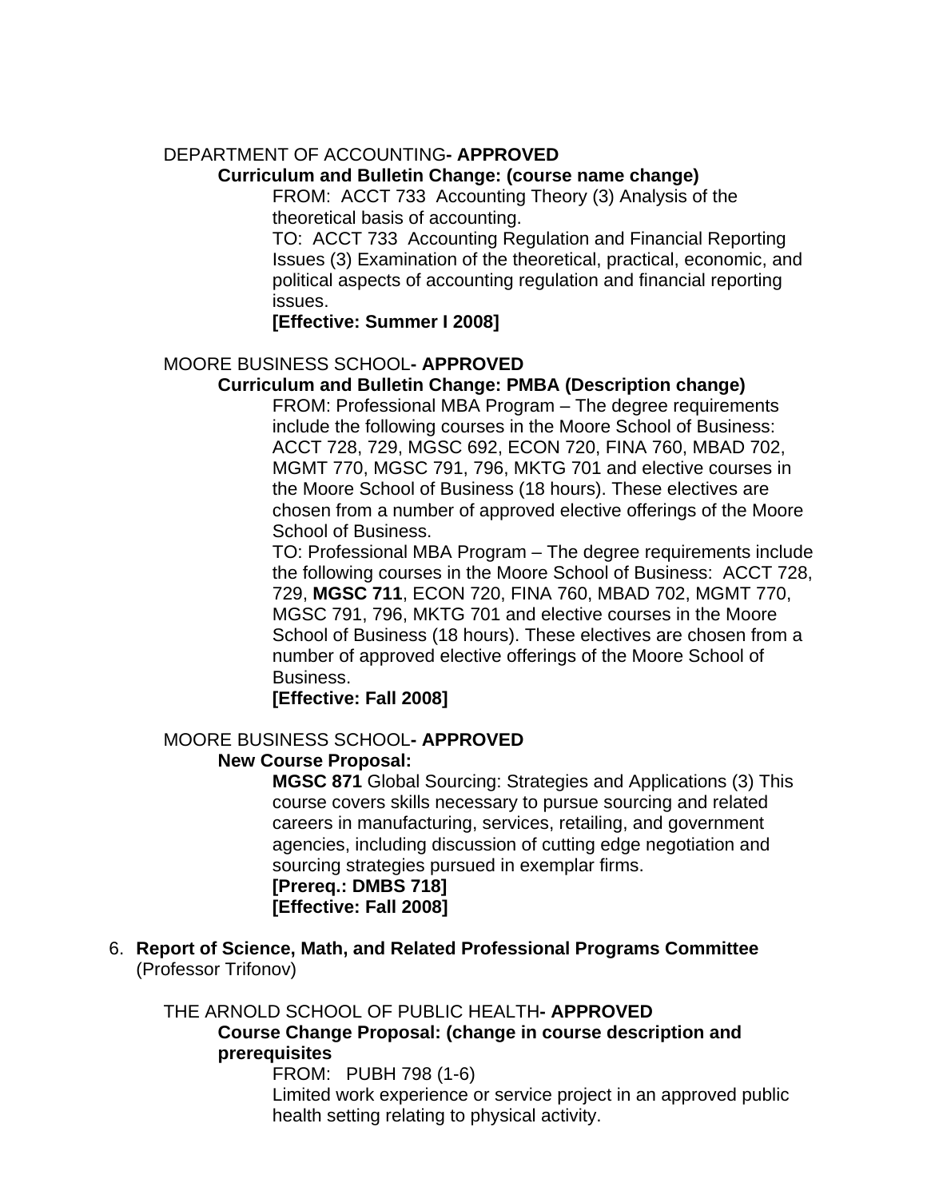DEPARTMENT OF ACCOUNTING**- APPROVED**

**Curriculum and Bulletin Change: (course name change)**

FROM: ACCT 733 Accounting Theory (3) Analysis of the theoretical basis of accounting.

TO: ACCT 733 Accounting Regulation and Financial Reporting Issues (3) Examination of the theoretical, practical, economic, and political aspects of accounting regulation and financial reporting issues.

**[Effective: Summer I 2008]**

MOORE BUSINESS SCHOOL**- APPROVED**

**Curriculum and Bulletin Change: PMBA (Description change)**

FROM: Professional MBA Program – The degree requirements include the following courses in the Moore School of Business: ACCT 728, 729, MGSC 692, ECON 720, FINA 760, MBAD 702, MGMT 770, MGSC 791, 796, MKTG 701 and elective courses in the Moore School of Business (18 hours). These electives are chosen from a number of approved elective offerings of the Moore School of Business.

TO: Professional MBA Program – The degree requirements include the following courses in the Moore School of Business: ACCT 728, 729, **MGSC 711**, ECON 720, FINA 760, MBAD 702, MGMT 770, MGSC 791, 796, MKTG 701 and elective courses in the Moore School of Business (18 hours). These electives are chosen from a number of approved elective offerings of the Moore School of Business.

**[Effective: Fall 2008]**

MOORE BUSINESS SCHOOL**- APPROVED**

**New Course Proposal:**

**MGSC 871** Global Sourcing: Strategies and Applications (3) This course covers skills necessary to pursue sourcing and related careers in manufacturing, services, retailing, and government agencies, including discussion of cutting edge negotiation and sourcing strategies pursued in exemplar firms.

**[Prereq.: DMBS 718]**

**[Effective: Fall 2008]**

6. **Report of Science, Math, and Related Professional Programs Committee** (Professor Trifonov)

THE ARNOLD SCHOOL OF PUBLIC HEALTH**- APPROVED**

**Course Change Proposal: (change in course description and prerequisites**

FROM: PUBH 798 (1-6)

Limited work experience or service project in an approved public health setting relating to physical activity.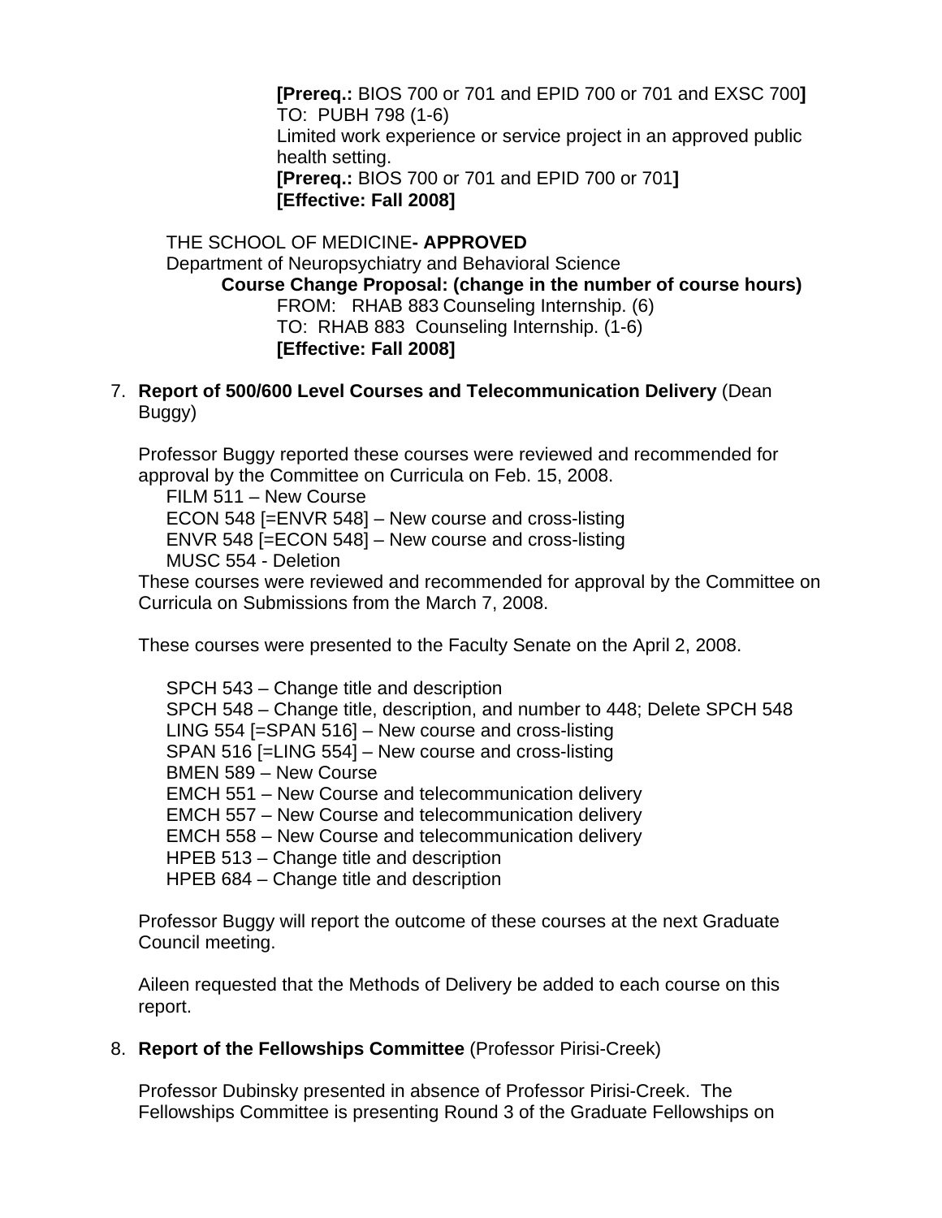**[Prereq.:** BIOS 700 or 701 and EPID 700 or 701 and EXSC 700**]**
TO: PUBH 798 (1-6)
Limited work experience or service project in an approved public health setting.
**[Prereq.:** BIOS 700 or 701 and EPID 700 or 701**]**
**[Effective: Fall 2008]**

THE SCHOOL OF MEDICINE**- APPROVED**
Department of Neuropsychiatry and Behavioral Science
**Course Change Proposal: (change in the number of course hours)**
FROM: RHAB 883 Counseling Internship. (6)
TO: RHAB 883 Counseling Internship. (1-6)
**[Effective: Fall 2008]**

7. **Report of 500/600 Level Courses and Telecommunication Delivery** (Dean Buggy)

   Professor Buggy reported these courses were reviewed and recommended for approval by the Committee on Curricula on Feb. 15, 2008.

   FILM 511 – New Course
   ECON 548 [=ENVR 548] – New course and cross-listing
   ENVR 548 [=ECON 548] – New course and cross-listing
   MUSC 554 - Deletion

   These courses were reviewed and recommended for approval by the Committee on Curricula on Submissions from the March 7, 2008.

   These courses were presented to the Faculty Senate on the April 2, 2008.

   SPCH 543 – Change title and description
   SPCH 548 – Change title, description, and number to 448; Delete SPCH 548
   LING 554 [=SPAN 516] – New course and cross-listing
   SPAN 516 [=LING 554] – New course and cross-listing
   BMEN 589 – New Course
   EMCH 551 – New Course and telecommunication delivery
   EMCH 557 – New Course and telecommunication delivery
   EMCH 558 – New Course and telecommunication delivery
   HPEB 513 – Change title and description
   HPEB 684 – Change title and description

   Professor Buggy will report the outcome of these courses at the next Graduate Council meeting.

   Aileen requested that the Methods of Delivery be added to each course on this report.

8. **Report of the Fellowships Committee** (Professor Pirisi-Creek)

   Professor Dubinsky presented in absence of Professor Pirisi-Creek. The Fellowships Committee is presenting Round 3 of the Graduate Fellowships on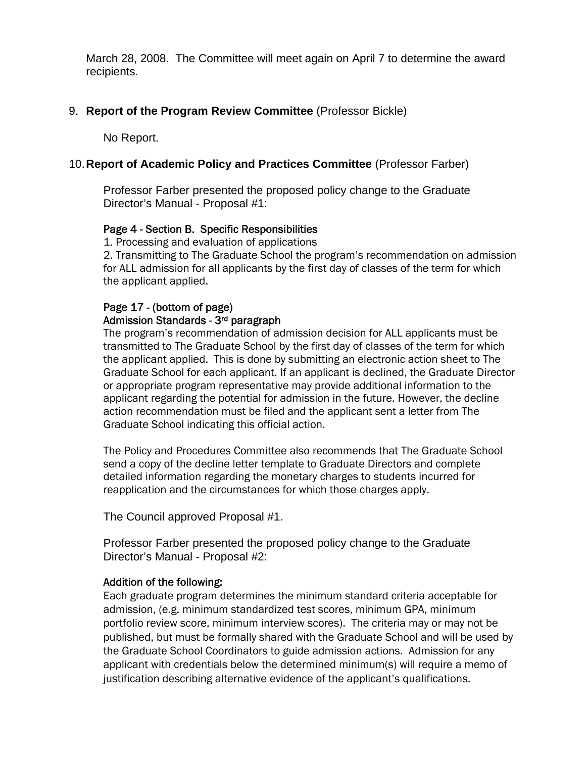March 28, 2008. The Committee will meet again on April 7 to determine the award recipients.

9. **Report of the Program Review Committee** (Professor Bickle)

   No Report.

10. **Report of Academic Policy and Practices Committee** (Professor Farber)

    Professor Farber presented the proposed policy change to the Graduate Director's Manual - Proposal #1:

    Page 4 - Section B. Specific Responsibilities

    1. Processing and evaluation of applications
    2. Transmitting to The Graduate School the program's recommendation on admission for ALL admission for all applicants by the first day of classes of the term for which the applicant applied.

    Page 17 - (bottom of page)
    Admission Standards - 3rd paragraph

    The program's recommendation of admission decision for ALL applicants must be transmitted to The Graduate School by the first day of classes of the term for which the applicant applied. This is done by submitting an electronic action sheet to The Graduate School for each applicant. If an applicant is declined, the Graduate Director or appropriate program representative may provide additional information to the applicant regarding the potential for admission in the future. However, the decline action recommendation must be filed and the applicant sent a letter from The Graduate School indicating this official action.

    The Policy and Procedures Committee also recommends that The Graduate School send a copy of the decline letter template to Graduate Directors and complete detailed information regarding the monetary charges to students incurred for reapplication and the circumstances for which those charges apply.

    The Council approved Proposal #1.

    Professor Farber presented the proposed policy change to the Graduate Director's Manual - Proposal #2:

    Addition of the following:

    Each graduate program determines the minimum standard criteria acceptable for admission, (e.g. minimum standardized test scores, minimum GPA, minimum portfolio review score, minimum interview scores). The criteria may or may not be published, but must be formally shared with the Graduate School and will be used by the Graduate School Coordinators to guide admission actions. Admission for any applicant with credentials below the determined minimum(s) will require a memo of justification describing alternative evidence of the applicant's qualifications.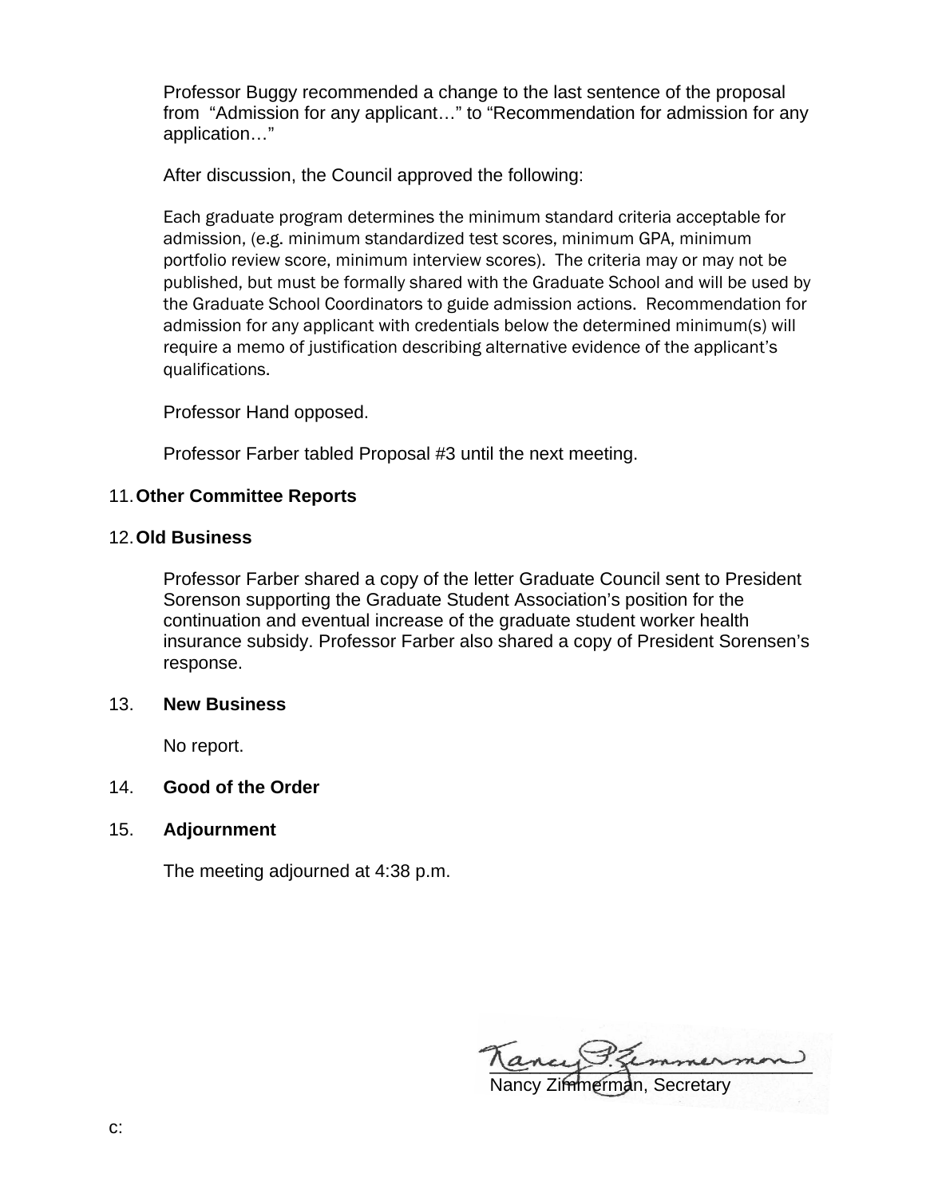Professor Buggy recommended a change to the last sentence of the proposal from "Admission for any applicant…" to "Recommendation for admission for any application…"

After discussion, the Council approved the following:

Each graduate program determines the minimum standard criteria acceptable for admission, (e.g. minimum standardized test scores, minimum GPA, minimum portfolio review score, minimum interview scores). The criteria may or may not be published, but must be formally shared with the Graduate School and will be used by the Graduate School Coordinators to guide admission actions. Recommendation for admission for any applicant with credentials below the determined minimum(s) will require a memo of justification describing alternative evidence of the applicant's qualifications.

Professor Hand opposed.

Professor Farber tabled Proposal #3 until the next meeting.

11. **Other Committee Reports**

12. **Old Business**

Professor Farber shared a copy of the letter Graduate Council sent to President Sorenson supporting the Graduate Student Association's position for the continuation and eventual increase of the graduate student worker health insurance subsidy. Professor Farber also shared a copy of President Sorensen's response.

13. **New Business**

No report.

14. **Good of the Order**

15. **Adjournment**

The meeting adjourned at 4:38 p.m.

Nancy Zimmerman, Secretary

c: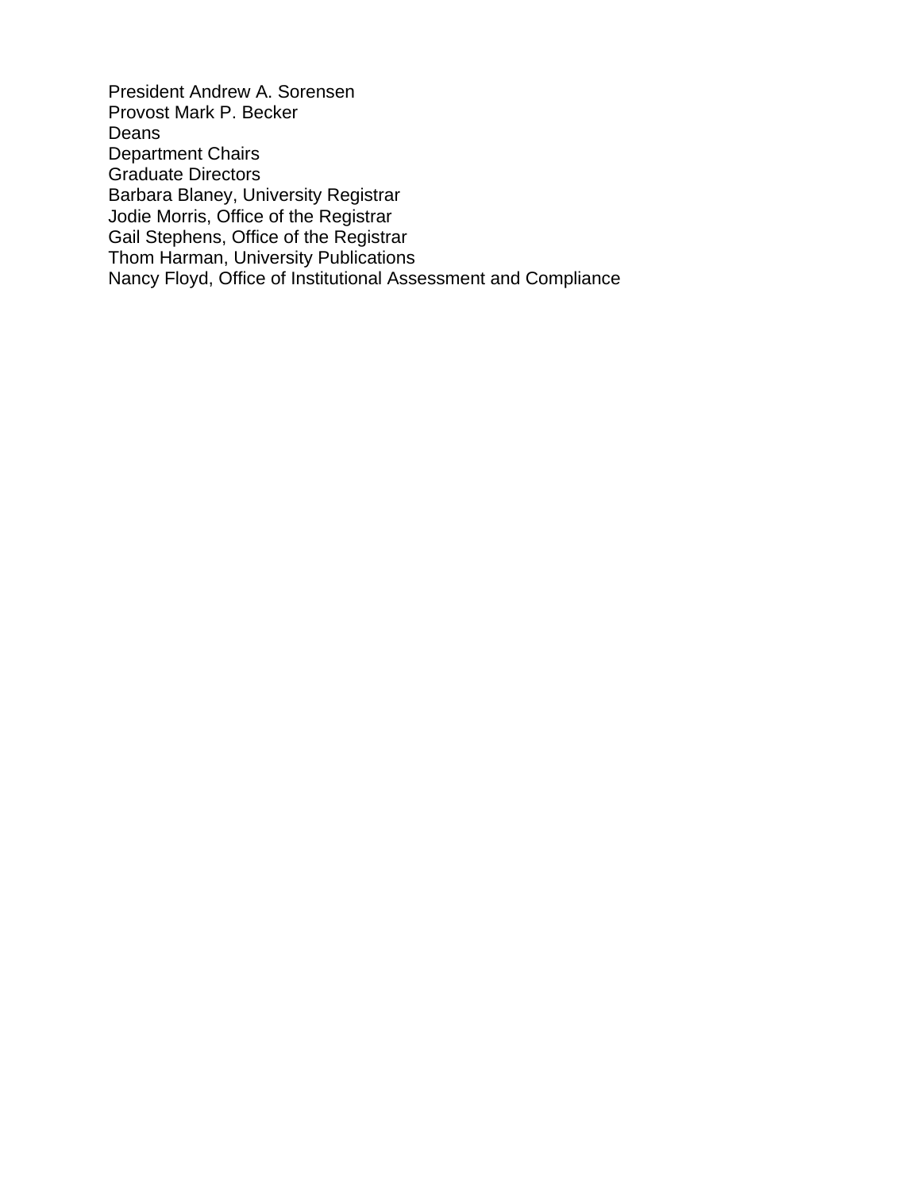President Andrew A. Sorensen
Provost Mark P. Becker
Deans
Department Chairs
Graduate Directors
Barbara Blaney, University Registrar
Jodie Morris, Office of the Registrar
Gail Stephens, Office of the Registrar
Thom Harman, University Publications
Nancy Floyd, Office of Institutional Assessment and Compliance